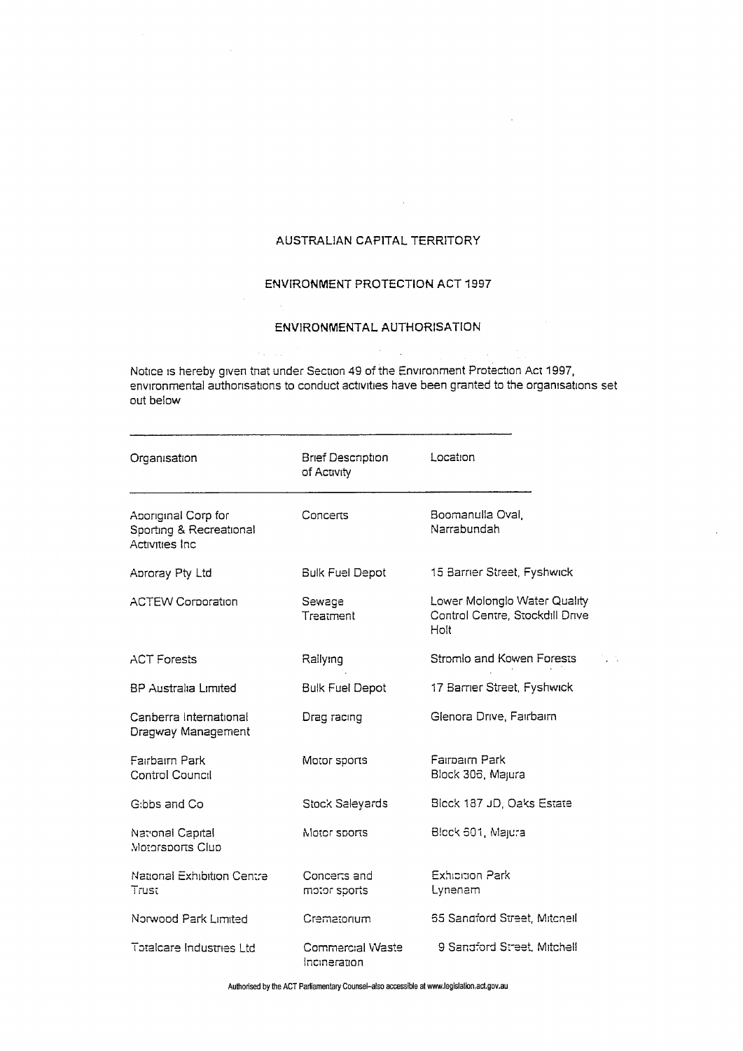# AUSTRALIAN CAPITAL TERRITORY

## ENVIRONMENT PROTECTION ACT 1997

## ENVIRONMENTAL AUTHORISATION

Notice is hereby given that under Section 49 of the Environment Protection Act 1997, environmental authorisations to conduct activities have been granted to the organisations set out below

| Organisation | Brief Description of Activity | Location |
|---|---|---|
| Aboriginal Corp for Sporting & Recreational Activities Inc | Concerts | Boomanulla Oval, Narrabundah |
| Abroray Pty Ltd | Bulk Fuel Depot | 15 Barrier Street, Fyshwick |
| ACTEW Corporation | Sewage Treatment | Lower Molonglo Water Quality Control Centre, Stockdill Drive Holt |
| ACT Forests | Rallying | Stromlo and Kowen Forests |
| BP Australia Limited | Bulk Fuel Depot | 17 Barrier Street, Fyshwick |
| Canberra International Dragway Management | Drag racing | Glenora Drive, Fairbairn |
| Fairbairn Park Control Council | Motor sports | Fairbairn Park Block 306, Majura |
| Gibbs and Co | Stock Saleyards | Block 187 JD, Oaks Estate |
| National Capital Motorsports Club | Motor sports | Block 601, Majura |
| National Exhibition Centre Trust | Concerts and motor sports | Exhibition Park Lyneham |
| Norwood Park Limited | Crematorium | 65 Sandford Street, Mitchell |
| Totalcare Industries Ltd | Commercial Waste Incineration | 9 Sandford Street, Mitchell |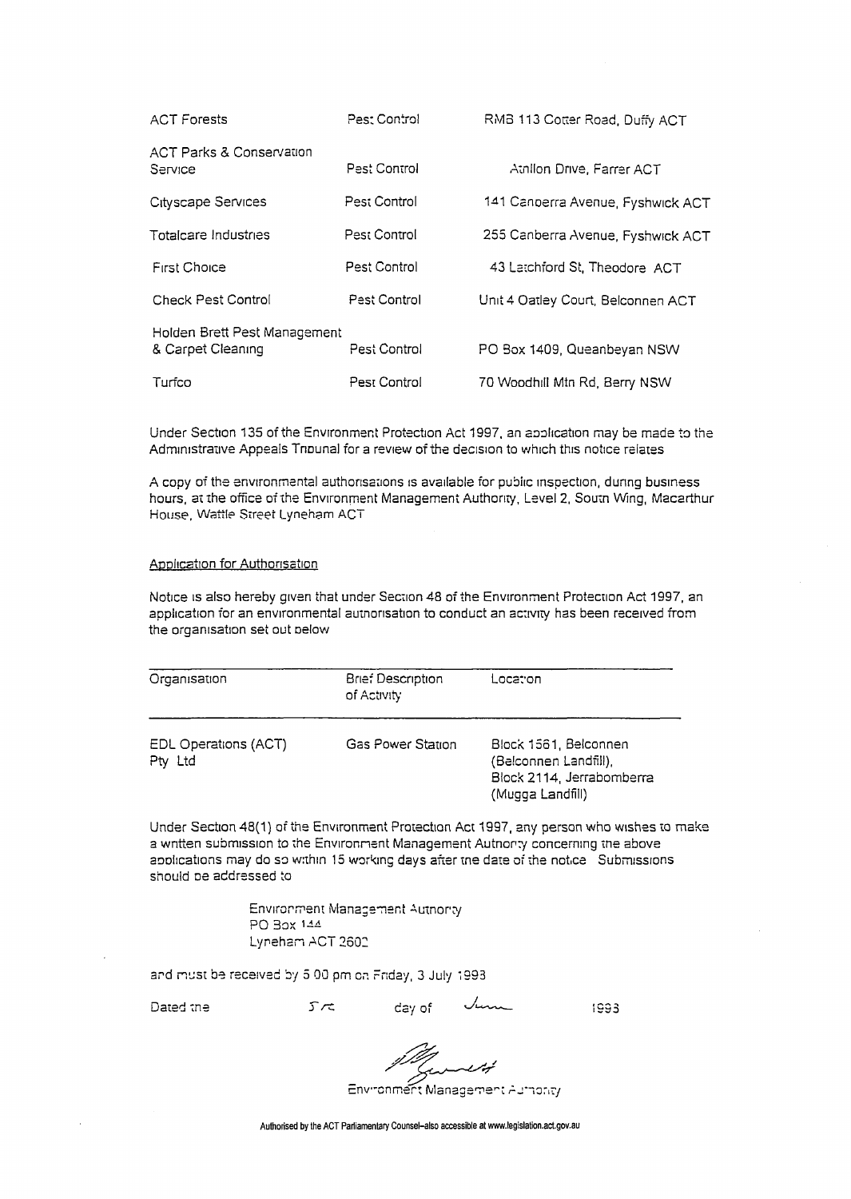| | | |
|---|---|---|
| ACT Forests | Pest Control | RMB 113 Cotter Road, Duffy ACT |
| ACT Parks & Conservation Service | Pest Control | Athllon Drive, Farrer ACT |
| Cityscape Services | Pest Control | 141 Canberra Avenue, Fyshwick ACT |
| Totalcare Industries | Pest Control | 255 Canberra Avenue, Fyshwick ACT |
| First Choice | Pest Control | 43 Latchford St, Theodore ACT |
| Check Pest Control | Pest Control | Unit 4 Oatley Court, Belconnen ACT |
| Holden Brett Pest Management & Carpet Cleaning | Pest Control | PO Box 1409, Queanbeyan NSW |
| Turfco | Pest Control | 70 Woodhill Mtn Rd, Berry NSW |

Under Section 135 of the Environment Protection Act 1997, an application may be made to the Administrative Appeals Tribunal for a review of the decision to which this notice relates

A copy of the environmental authorisations is available for public inspection, during business hours, at the office of the Environment Management Authority, Level 2, South Wing, Macarthur House, Wattle Street Lyneham ACT

## Application for Authorisation

Notice is also hereby given that under Section 48 of the Environment Protection Act 1997, an application for an environmental authorisation to conduct an activity has been received from the organisation set out below

| Organisation | Brief Description of Activity | Location |
|---|---|---|
| EDL Operations (ACT) Pty Ltd | Gas Power Station | Block 1561, Belconnen (Belconnen Landfill), Block 2114, Jerrabomberra (Mugga Landfill) |

Under Section 48(1) of the Environment Protection Act 1997, any person who wishes to make a written submission to the Environment Management Authority concerning the above applications may do so within 15 working days after the date of the notice Submissions should be addressed to

Environment Management Authority
PO Box 144
Lyneham ACT 2602

and must be received by 5 00 pm on Friday, 3 July 1998

Dated the 5th day of June 1998

Environment Management Authority

Authorised by the ACT Parliamentary Counsel–also accessible at www.legislation.act.gov.au